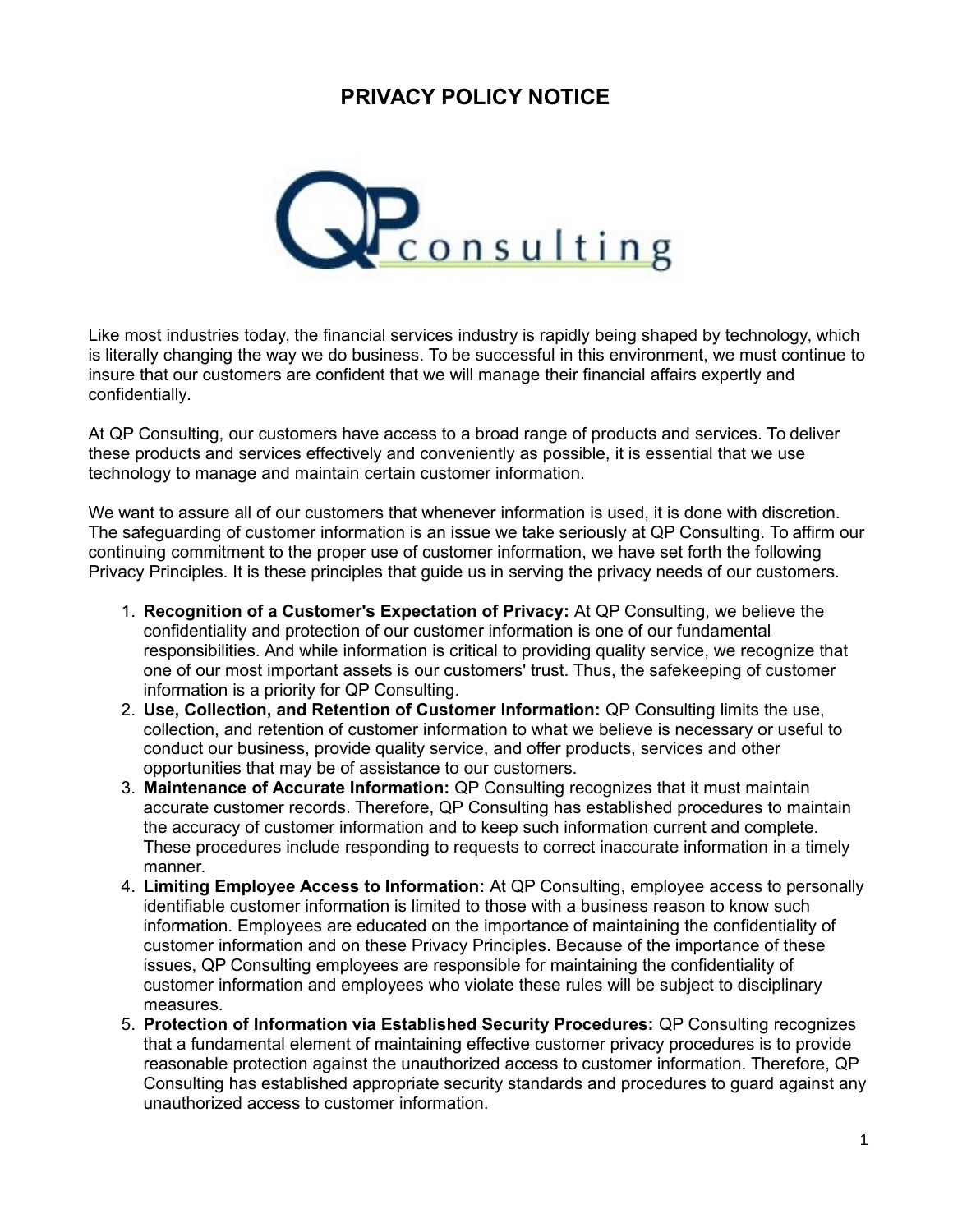# PRIVACY POLICY NOTICE

Like most industries today, the financial services industry is rapidly being shaped by technology, which is literally changing the way we do business. To be successful in this environment, we must continue to insure that our customers are confident that we will manage their financial affairs expertly and confidentially.

At QP Consulting, our customers have access to a broad range of products and services. To deliver these products and services effectively and conveniently as possible, it is essential that we use technology to manage and maintain certain customer information.

We want to assure all of our customers that whenever information is used, it is done with discretion. The safeguarding of customer information is an issue we take seriously at QP Consulting. To affirm our continuing commitment to the proper use of customer information, we have set forth the following Privacy Principles. It is these principles that guide us in serving the privacy needs of our customers.

1. **Recognition of a Customer's Expectation of Privacy:** At QP Consulting, we believe the confidentiality and protection of our customer information is one of our fundamental responsibilities. And while information is critical to providing quality service, we recognize that one of our most important assets is our customers' trust. Thus, the safekeeping of customer information is a priority for QP Consulting.
2. **Use, Collection, and Retention of Customer Information:** QP Consulting limits the use, collection, and retention of customer information to what we believe is necessary or useful to conduct our business, provide quality service, and offer products, services and other opportunities that may be of assistance to our customers.
3. **Maintenance of Accurate Information:** QP Consulting recognizes that it must maintain accurate customer records. Therefore, QP Consulting has established procedures to maintain the accuracy of customer information and to keep such information current and complete. These procedures include responding to requests to correct inaccurate information in a timely manner.
4. **Limiting Employee Access to Information:** At QP Consulting, employee access to personally identifiable customer information is limited to those with a business reason to know such information. Employees are educated on the importance of maintaining the confidentiality of customer information and on these Privacy Principles. Because of the importance of these issues, QP Consulting employees are responsible for maintaining the confidentiality of customer information and employees who violate these rules will be subject to disciplinary measures.
5. **Protection of Information via Established Security Procedures:** QP Consulting recognizes that a fundamental element of maintaining effective customer privacy procedures is to provide reasonable protection against the unauthorized access to customer information. Therefore, QP Consulting has established appropriate security standards and procedures to guard against any unauthorized access to customer information.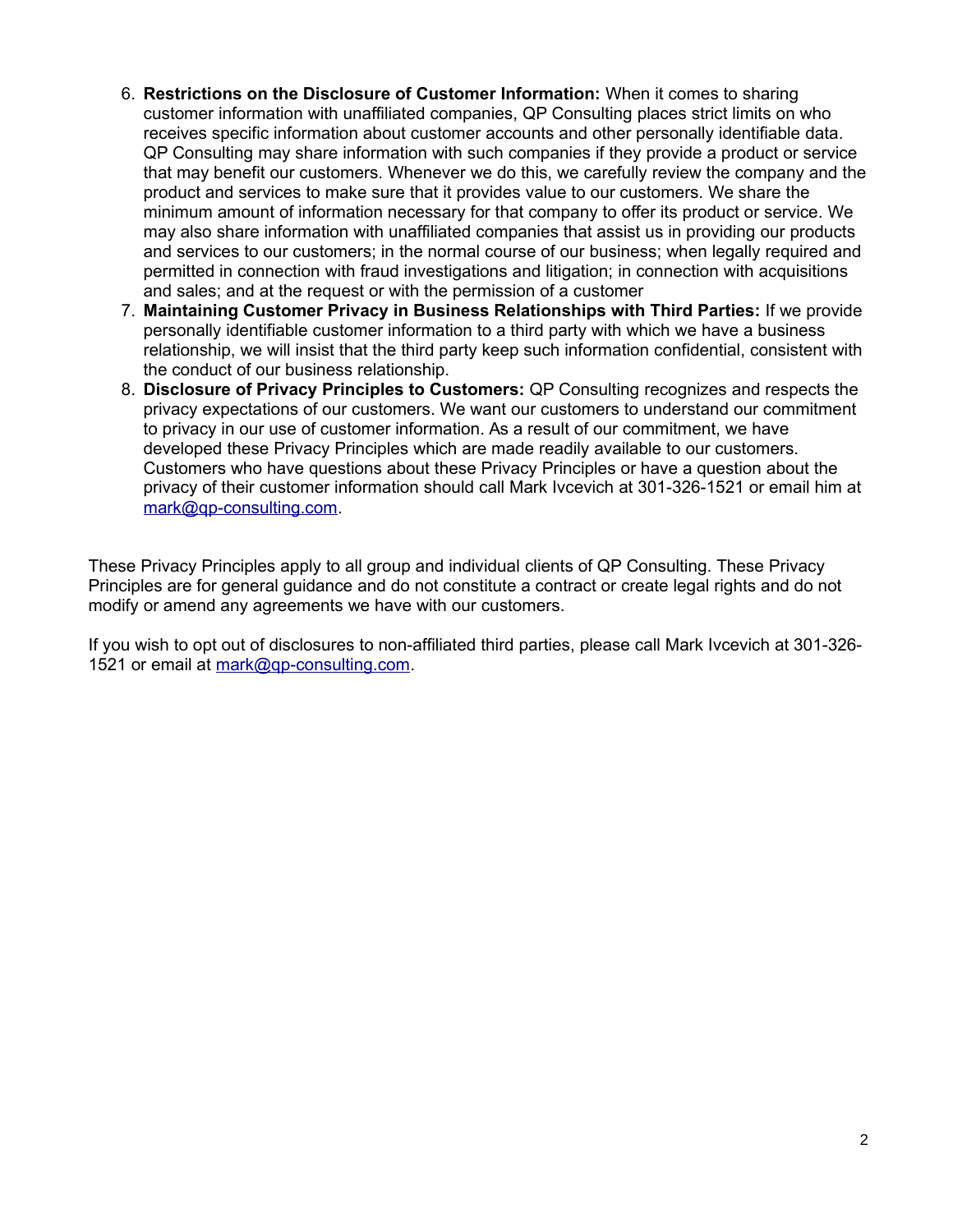6. **Restrictions on the Disclosure of Customer Information:** When it comes to sharing customer information with unaffiliated companies, QP Consulting places strict limits on who receives specific information about customer accounts and other personally identifiable data. QP Consulting may share information with such companies if they provide a product or service that may benefit our customers. Whenever we do this, we carefully review the company and the product and services to make sure that it provides value to our customers. We share the minimum amount of information necessary for that company to offer its product or service. We may also share information with unaffiliated companies that assist us in providing our products and services to our customers; in the normal course of our business; when legally required and permitted in connection with fraud investigations and litigation; in connection with acquisitions and sales; and at the request or with the permission of a customer
7. **Maintaining Customer Privacy in Business Relationships with Third Parties:** If we provide personally identifiable customer information to a third party with which we have a business relationship, we will insist that the third party keep such information confidential, consistent with the conduct of our business relationship.
8. **Disclosure of Privacy Principles to Customers:** QP Consulting recognizes and respects the privacy expectations of our customers. We want our customers to understand our commitment to privacy in our use of customer information. As a result of our commitment, we have developed these Privacy Principles which are made readily available to our customers. Customers who have questions about these Privacy Principles or have a question about the privacy of their customer information should call Mark Ivcevich at 301-326-1521 or email him at [mark@qp-consulting.com](mailto:mark@qp-consulting.com).

These Privacy Principles apply to all group and individual clients of QP Consulting. These Privacy Principles are for general guidance and do not constitute a contract or create legal rights and do not modify or amend any agreements we have with our customers.

If you wish to opt out of disclosures to non-affiliated third parties, please call Mark Ivcevich at 301-326-1521 or email at [mark@qp-consulting.com](mailto:mark@qp-consulting.com).